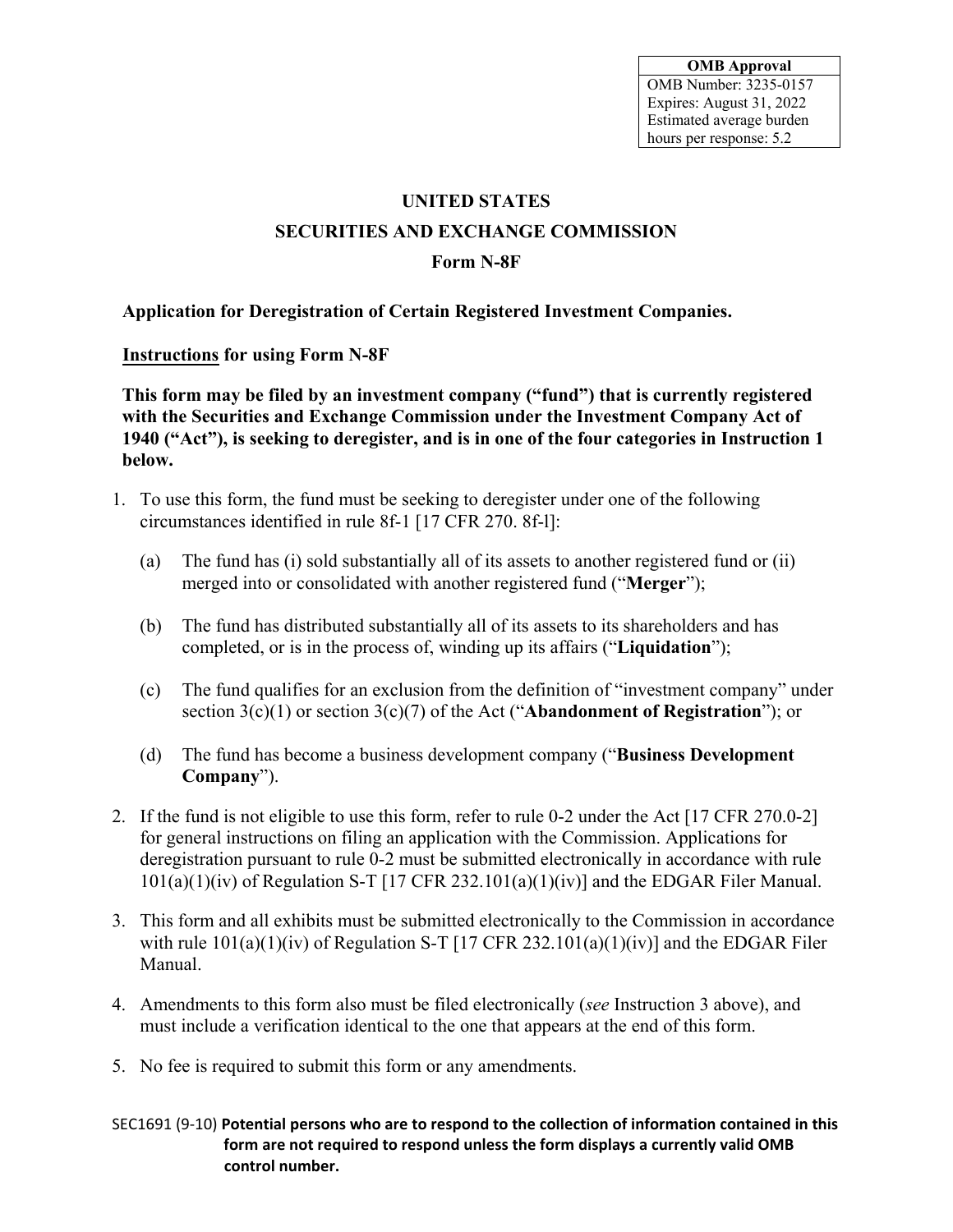| OMB Approval |
|---|
| OMB Number: 3235-0157 |
| Expires: August 31, 2022 |
| Estimated average burden hours per response: 5.2 |

# UNITED STATES

# SECURITIES AND EXCHANGE COMMISSION

# Form N-8F

**Application for Deregistration of Certain Registered Investment Companies.**

**<u>Instructions</u> for using Form N-8F**

**This form may be filed by an investment company ("fund") that is currently registered with the Securities and Exchange Commission under the Investment Company Act of 1940 ("Act"), is seeking to deregister, and is in one of the four categories in Instruction 1 below.**

1. To use this form, the fund must be seeking to deregister under one of the following circumstances identified in rule 8f-1 [17 CFR 270. 8f-l]:

   (a) The fund has (i) sold substantially all of its assets to another registered fund or (ii) merged into or consolidated with another registered fund ("**Merger**");

   (b) The fund has distributed substantially all of its assets to its shareholders and has completed, or is in the process of, winding up its affairs ("**Liquidation**");

   (c) The fund qualifies for an exclusion from the definition of "investment company" under section 3(c)(1) or section 3(c)(7) of the Act ("**Abandonment of Registration**"); or

   (d) The fund has become a business development company ("**Business Development Company**").

2. If the fund is not eligible to use this form, refer to rule 0-2 under the Act [17 CFR 270.0-2] for general instructions on filing an application with the Commission. Applications for deregistration pursuant to rule 0-2 must be submitted electronically in accordance with rule 101(a)(1)(iv) of Regulation S-T [17 CFR 232.101(a)(1)(iv)] and the EDGAR Filer Manual.

3. This form and all exhibits must be submitted electronically to the Commission in accordance with rule 101(a)(1)(iv) of Regulation S-T [17 CFR 232.101(a)(1)(iv)] and the EDGAR Filer Manual.

4. Amendments to this form also must be filed electronically (*see* Instruction 3 above), and must include a verification identical to the one that appears at the end of this form.

5. No fee is required to submit this form or any amendments.

SEC1691 (9-10) **Potential persons who are to respond to the collection of information contained in this form are not required to respond unless the form displays a currently valid OMB control number.**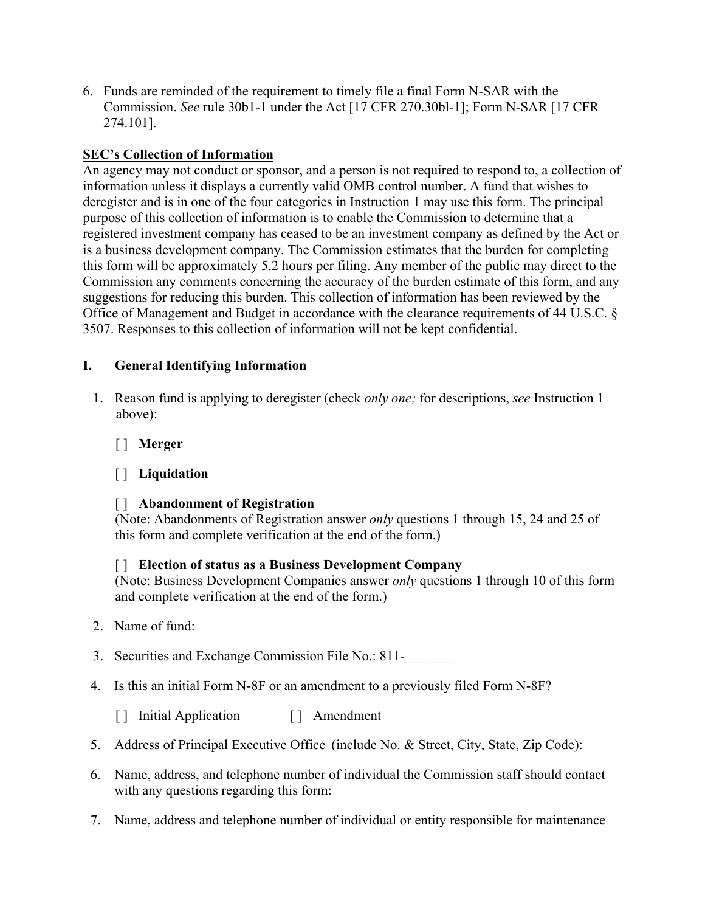6. Funds are reminded of the requirement to timely file a final Form N-SAR with the Commission. *See* rule 30b1-1 under the Act [17 CFR 270.30bl-1]; Form N-SAR [17 CFR 274.101].

**SEC's Collection of Information**

An agency may not conduct or sponsor, and a person is not required to respond to, a collection of information unless it displays a currently valid OMB control number. A fund that wishes to deregister and is in one of the four categories in Instruction 1 may use this form. The principal purpose of this collection of information is to enable the Commission to determine that a registered investment company has ceased to be an investment company as defined by the Act or is a business development company. The Commission estimates that the burden for completing this form will be approximately 5.2 hours per filing. Any member of the public may direct to the Commission any comments concerning the accuracy of the burden estimate of this form, and any suggestions for reducing this burden. This collection of information has been reviewed by the Office of Management and Budget in accordance with the clearance requirements of 44 U.S.C. § 3507. Responses to this collection of information will not be kept confidential.

## I. General Identifying Information

1. Reason fund is applying to deregister (check *only one;* for descriptions, *see* Instruction 1 above):

   [ ] **Merger**

   [ ] **Liquidation**

   [ ] **Abandonment of Registration**
   (Note: Abandonments of Registration answer *only* questions 1 through 15, 24 and 25 of this form and complete verification at the end of the form.)

   [ ] **Election of status as a Business Development Company**
   (Note: Business Development Companies answer *only* questions 1 through 10 of this form and complete verification at the end of the form.)

2. Name of fund:

3. Securities and Exchange Commission File No.: 811-________

4. Is this an initial Form N-8F or an amendment to a previously filed Form N-8F?

   [ ] Initial Application [ ] Amendment

5. Address of Principal Executive Office (include No. & Street, City, State, Zip Code):

6. Name, address, and telephone number of individual the Commission staff should contact with any questions regarding this form:

7. Name, address and telephone number of individual or entity responsible for maintenance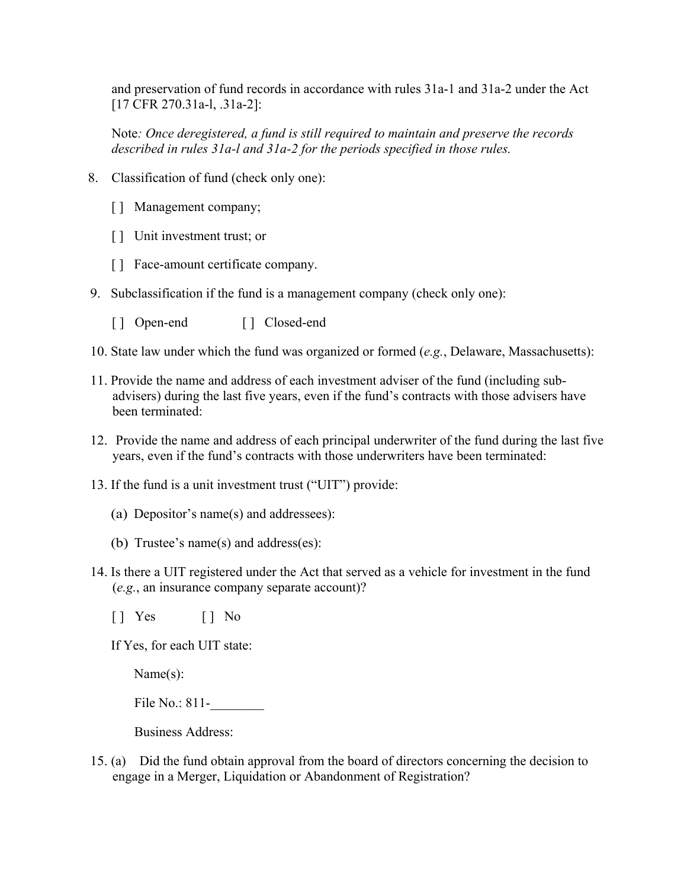and preservation of fund records in accordance with rules 31a-1 and 31a-2 under the Act [17 CFR 270.31a-l, .31a-2]:

Note*: Once deregistered, a fund is still required to maintain and preserve the records described in rules 31a-l and 31a-2 for the periods specified in those rules.*

8. Classification of fund (check only one):

   [ ] Management company;

   [ ] Unit investment trust; or

   [ ] Face-amount certificate company.

9. Subclassification if the fund is a management company (check only one):

   [ ] Open-end [ ] Closed-end

10. State law under which the fund was organized or formed (*e.g.*, Delaware, Massachusetts):

11. Provide the name and address of each investment adviser of the fund (including sub-advisers) during the last five years, even if the fund's contracts with those advisers have been terminated:

12. Provide the name and address of each principal underwriter of the fund during the last five years, even if the fund's contracts with those underwriters have been terminated:

13. If the fund is a unit investment trust ("UIT") provide:

    (a) Depositor's name(s) and addressees):

    (b) Trustee's name(s) and address(es):

14. Is there a UIT registered under the Act that served as a vehicle for investment in the fund (*e.g.*, an insurance company separate account)?

    [ ] Yes [ ] No

    If Yes, for each UIT state:

    Name(s):

    File No.: 811-________

    Business Address:

15. (a) Did the fund obtain approval from the board of directors concerning the decision to engage in a Merger, Liquidation or Abandonment of Registration?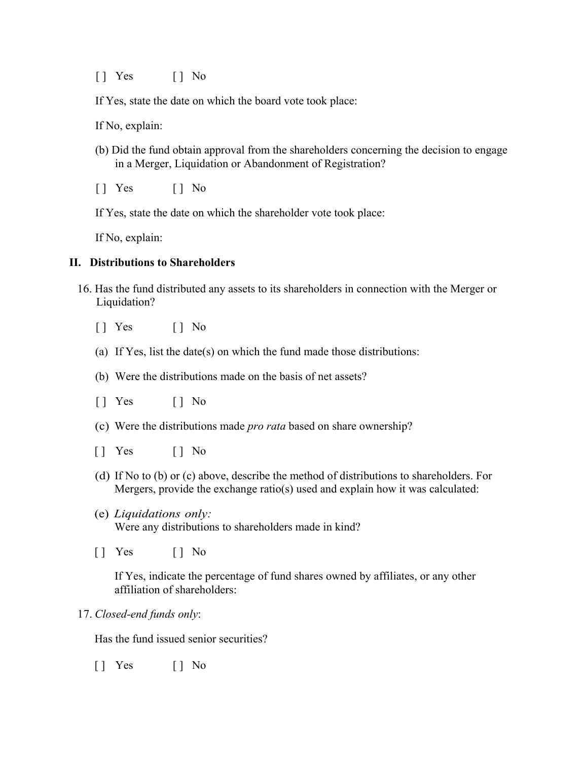[ ] Yes [ ] No

If Yes, state the date on which the board vote took place:

If No, explain:

(b) Did the fund obtain approval from the shareholders concerning the decision to engage in a Merger, Liquidation or Abandonment of Registration?

[ ] Yes [ ] No

If Yes, state the date on which the shareholder vote took place:

If No, explain:

## II. Distributions to Shareholders

16. Has the fund distributed any assets to its shareholders in connection with the Merger or Liquidation?

    [ ] Yes [ ] No

    (a) If Yes, list the date(s) on which the fund made those distributions:

    (b) Were the distributions made on the basis of net assets?

    [ ] Yes [ ] No

    (c) Were the distributions made *pro rata* based on share ownership?

    [ ] Yes [ ] No

    (d) If No to (b) or (c) above, describe the method of distributions to shareholders. For Mergers, provide the exchange ratio(s) used and explain how it was calculated:

    (e) *Liquidations only:*
    Were any distributions to shareholders made in kind?

    [ ] Yes [ ] No

    If Yes, indicate the percentage of fund shares owned by affiliates, or any other affiliation of shareholders:

17. *Closed-end funds only*:

    Has the fund issued senior securities?

    [ ] Yes [ ] No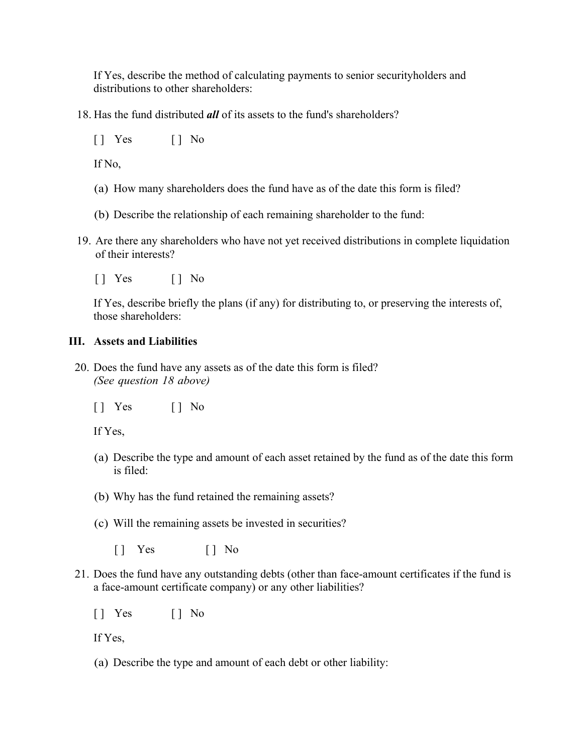If Yes, describe the method of calculating payments to senior securityholders and distributions to other shareholders:

18. Has the fund distributed ***all*** of its assets to the fund's shareholders?

    [ ] Yes [ ] No

    If No,

    (a) How many shareholders does the fund have as of the date this form is filed?

    (b) Describe the relationship of each remaining shareholder to the fund:

19. Are there any shareholders who have not yet received distributions in complete liquidation of their interests?

    [ ] Yes [ ] No

    If Yes, describe briefly the plans (if any) for distributing to, or preserving the interests of, those shareholders:

## III. Assets and Liabilities

20. Does the fund have any assets as of the date this form is filed?
    *(See question 18 above)*

    [ ] Yes [ ] No

    If Yes,

    (a) Describe the type and amount of each asset retained by the fund as of the date this form is filed:

    (b) Why has the fund retained the remaining assets?

    (c) Will the remaining assets be invested in securities?

    [ ] Yes [ ] No

21. Does the fund have any outstanding debts (other than face-amount certificates if the fund is a face-amount certificate company) or any other liabilities?

    [ ] Yes [ ] No

    If Yes,

    (a) Describe the type and amount of each debt or other liability: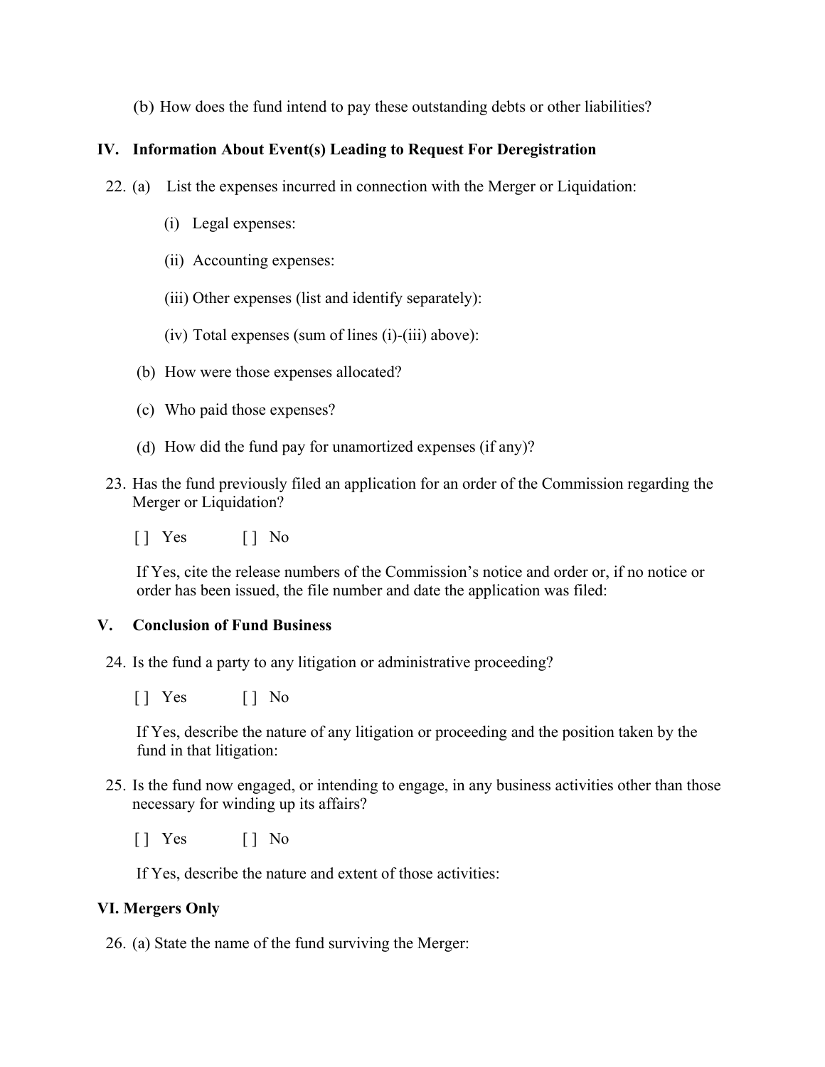(b) How does the fund intend to pay these outstanding debts or other liabilities?

## IV. Information About Event(s) Leading to Request For Deregistration

22. (a) List the expenses incurred in connection with the Merger or Liquidation:

    (i) Legal expenses:

    (ii) Accounting expenses:

    (iii) Other expenses (list and identify separately):

    (iv) Total expenses (sum of lines (i)-(iii) above):

    (b) How were those expenses allocated?

    (c) Who paid those expenses?

    (d) How did the fund pay for unamortized expenses (if any)?

23. Has the fund previously filed an application for an order of the Commission regarding the Merger or Liquidation?

    [ ] Yes [ ] No

    If Yes, cite the release numbers of the Commission's notice and order or, if no notice or order has been issued, the file number and date the application was filed:

## V. Conclusion of Fund Business

24. Is the fund a party to any litigation or administrative proceeding?

    [ ] Yes [ ] No

    If Yes, describe the nature of any litigation or proceeding and the position taken by the fund in that litigation:

25. Is the fund now engaged, or intending to engage, in any business activities other than those necessary for winding up its affairs?

    [ ] Yes [ ] No

    If Yes, describe the nature and extent of those activities:

## VI. Mergers Only

26. (a) State the name of the fund surviving the Merger: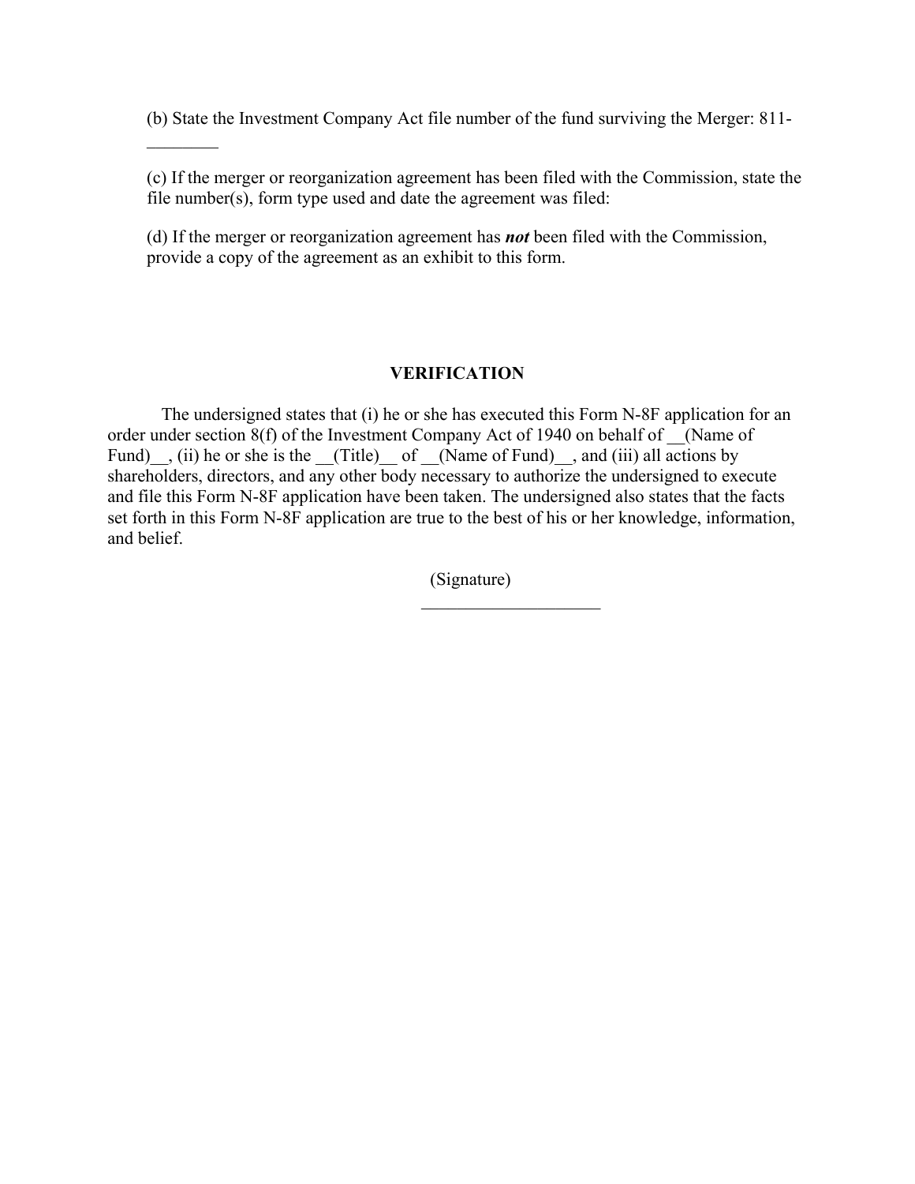(b) State the Investment Company Act file number of the fund surviving the Merger: 811-________

(c) If the merger or reorganization agreement has been filed with the Commission, state the file number(s), form type used and date the agreement was filed:

(d) If the merger or reorganization agreement has ***not*** been filed with the Commission, provide a copy of the agreement as an exhibit to this form.

## VERIFICATION

The undersigned states that (i) he or she has executed this Form N-8F application for an order under section 8(f) of the Investment Company Act of 1940 on behalf of __(Name of Fund)__, (ii) he or she is the __(Title)__ of __(Name of Fund)__, and (iii) all actions by shareholders, directors, and any other body necessary to authorize the undersigned to execute and file this Form N-8F application have been taken. The undersigned also states that the facts set forth in this Form N-8F application are true to the best of his or her knowledge, information, and belief.

(Signature)

____________________